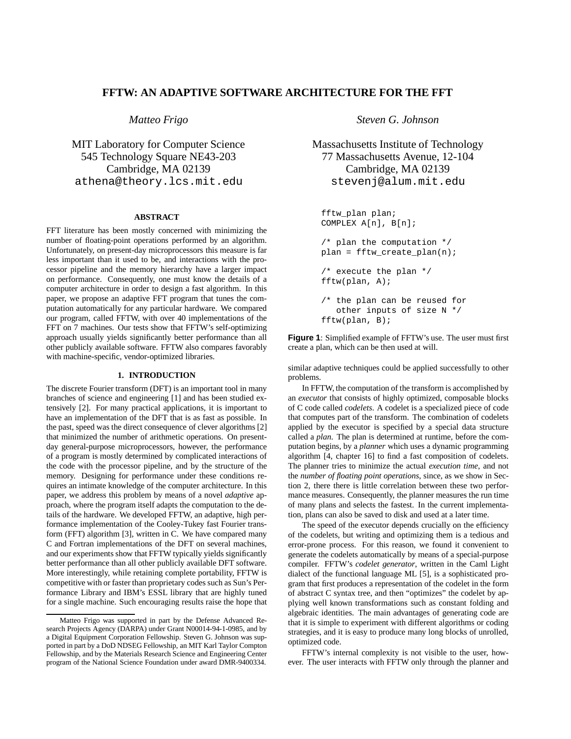# FFTW: AN ADAPTIVE SOFTWARE ARCHITECTURE FOR THE FFT

*Matteo Frigo*

MIT Laboratory for Computer Science
545 Technology Square NE43-203
Cambridge, MA 02139
athena@theory.lcs.mit.edu

*Steven G. Johnson*

Massachusetts Institute of Technology
77 Massachusetts Avenue, 12-104
Cambridge, MA 02139
stevenj@alum.mit.edu

## ABSTRACT

FFT literature has been mostly concerned with minimizing the number of floating-point operations performed by an algorithm. Unfortunately, on present-day microprocessors this measure is far less important than it used to be, and interactions with the processor pipeline and the memory hierarchy have a larger impact on performance. Consequently, one must know the details of a computer architecture in order to design a fast algorithm. In this paper, we propose an adaptive FFT program that tunes the computation automatically for any particular hardware. We compared our program, called FFTW, with over 40 implementations of the FFT on 7 machines. Our tests show that FFTW's self-optimizing approach usually yields significantly better performance than all other publicly available software. FFTW also compares favorably with machine-specific, vendor-optimized libraries.

## 1. INTRODUCTION

The discrete Fourier transform (DFT) is an important tool in many branches of science and engineering [1] and has been studied extensively [2]. For many practical applications, it is important to have an implementation of the DFT that is as fast as possible. In the past, speed was the direct consequence of clever algorithms [2] that minimized the number of arithmetic operations. On present-day general-purpose microprocessors, however, the performance of a program is mostly determined by complicated interactions of the code with the processor pipeline, and by the structure of the memory. Designing for performance under these conditions requires an intimate knowledge of the computer architecture. In this paper, we address this problem by means of a novel *adaptive* approach, where the program itself adapts the computation to the details of the hardware. We developed FFTW, an adaptive, high performance implementation of the Cooley-Tukey fast Fourier transform (FFT) algorithm [3], written in C. We have compared many C and Fortran implementations of the DFT on several machines, and our experiments show that FFTW typically yields significantly better performance than all other publicly available DFT software. More interestingly, while retaining complete portability, FFTW is competitive with or faster than proprietary codes such as Sun's Performance Library and IBM's ESSL library that are highly tuned for a single machine. Such encouraging results raise the hope that similar adaptive techniques could be applied successfully to other problems.

```
fftw_plan plan;
COMPLEX A[n], B[n];

/* plan the computation */
plan = fftw_create_plan(n);

/* execute the plan */
fftw(plan, A);

/* the plan can be reused for
   other inputs of size N */
fftw(plan, B);
```

**Figure 1**: Simplified example of FFTW's use. The user must first create a plan, which can be then used at will.

In FFTW, the computation of the transform is accomplished by an *executor* that consists of highly optimized, composable blocks of C code called *codelets*. A codelet is a specialized piece of code that computes part of the transform. The combination of codelets applied by the executor is specified by a special data structure called a *plan*. The plan is determined at runtime, before the computation begins, by a *planner* which uses a dynamic programming algorithm [4, chapter 16] to find a fast composition of codelets. The planner tries to minimize the actual *execution time*, and not the *number of floating point operations*, since, as we show in Section 2, there there is little correlation between these two performance measures. Consequently, the planner measures the run time of many plans and selects the fastest. In the current implementation, plans can also be saved to disk and used at a later time.

The speed of the executor depends crucially on the efficiency of the codelets, but writing and optimizing them is a tedious and error-prone process. For this reason, we found it convenient to generate the codelets automatically by means of a special-purpose compiler. FFTW's *codelet generator*, written in the Caml Light dialect of the functional language ML [5], is a sophisticated program that first produces a representation of the codelet in the form of abstract C syntax tree, and then "optimizes" the codelet by applying well known transformations such as constant folding and algebraic identities. The main advantages of generating code are that it is simple to experiment with different algorithms or coding strategies, and it is easy to produce many long blocks of unrolled, optimized code.

FFTW's internal complexity is not visible to the user, however. The user interacts with FFTW only through the planner and

---

Matteo Frigo was supported in part by the Defense Advanced Research Projects Agency (DARPA) under Grant N00014-94-1-0985, and by a Digital Equipment Corporation Fellowship. Steven G. Johnson was supported in part by a DoD NDSEG Fellowship, an MIT Karl Taylor Compton Fellowship, and by the Materials Research Science and Engineering Center program of the National Science Foundation under award DMR-9400334.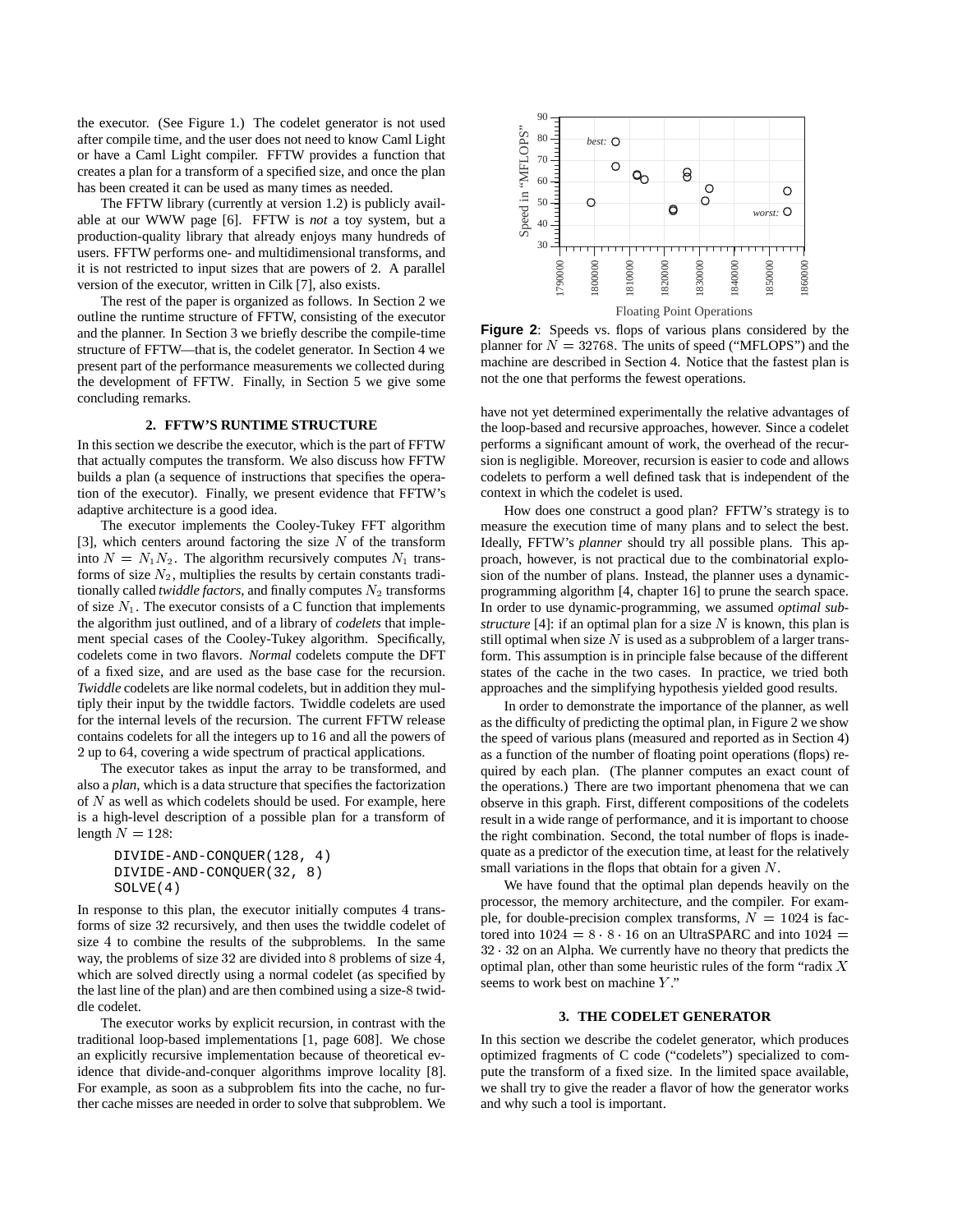the executor. (See Figure 1.) The codelet generator is not used after compile time, and the user does not need to know Caml Light or have a Caml Light compiler. FFTW provides a function that creates a plan for a transform of a specified size, and once the plan has been created it can be used as many times as needed.

The FFTW library (currently at version 1.2) is publicly available at our WWW page [6]. FFTW is *not* a toy system, but a production-quality library that already enjoys many hundreds of users. FFTW performs one- and multidimensional transforms, and it is not restricted to input sizes that are powers of 2. A parallel version of the executor, written in Cilk [7], also exists.

The rest of the paper is organized as follows. In Section 2 we outline the runtime structure of FFTW, consisting of the executor and the planner. In Section 3 we briefly describe the compile-time structure of FFTW—that is, the codelet generator. In Section 4 we present part of the performance measurements we collected during the development of FFTW. Finally, in Section 5 we give some concluding remarks.

## 2. FFTW'S RUNTIME STRUCTURE

In this section we describe the executor, which is the part of FFTW that actually computes the transform. We also discuss how FFTW builds a plan (a sequence of instructions that specifies the operation of the executor). Finally, we present evidence that FFTW's adaptive architecture is a good idea.

The executor implements the Cooley-Tukey FFT algorithm [3], which centers around factoring the size $N$ of the transform into $N = N_1 N_2$. The algorithm recursively computes $N_1$ transforms of size $N_2$, multiplies the results by certain constants traditionally called *twiddle factors*, and finally computes $N_2$ transforms of size $N_1$. The executor consists of a C function that implements the algorithm just outlined, and of a library of *codelets* that implement special cases of the Cooley-Tukey algorithm. Specifically, codelets come in two flavors. *Normal* codelets compute the DFT of a fixed size, and are used as the base case for the recursion. *Twiddle* codelets are like normal codelets, but in addition they multiply their input by the twiddle factors. Twiddle codelets are used for the internal levels of the recursion. The current FFTW release contains codelets for all the integers up to 16 and all the powers of 2 up to 64, covering a wide spectrum of practical applications.

The executor takes as input the array to be transformed, and also a *plan*, which is a data structure that specifies the factorization of $N$ as well as which codelets should be used. For example, here is a high-level description of a possible plan for a transform of length $N = 128$:

```
DIVIDE-AND-CONQUER(128, 4)
DIVIDE-AND-CONQUER(32, 8)
SOLVE(4)
```

In response to this plan, the executor initially computes 4 transforms of size 32 recursively, and then uses the twiddle codelet of size 4 to combine the results of the subproblems. In the same way, the problems of size 32 are divided into 8 problems of size 4, which are solved directly using a normal codelet (as specified by the last line of the plan) and are then combined using a size-8 twiddle codelet.

The executor works by explicit recursion, in contrast with the traditional loop-based implementations [1, page 608]. We chose an explicitly recursive implementation because of theoretical evidence that divide-and-conquer algorithms improve locality [8]. For example, as soon as a subproblem fits into the cache, no further cache misses are needed in order to solve that subproblem. We have not yet determined experimentally the relative advantages of the loop-based and recursive approaches, however. Since a codelet performs a significant amount of work, the overhead of the recursion is negligible. Moreover, recursion is easier to code and allows codelets to perform a well defined task that is independent of the context in which the codelet is used.

**Figure 2**: Speeds vs. flops of various plans considered by the planner for $N = 32768$. The units of speed ("MFLOPS") and the machine are described in Section 4. Notice that the fastest plan is not the one that performs the fewest operations.

How does one construct a good plan? FFTW's strategy is to measure the execution time of many plans and to select the best. Ideally, FFTW's *planner* should try all possible plans. This approach, however, is not practical due to the combinatorial explosion of the number of plans. Instead, the planner uses a dynamic-programming algorithm [4, chapter 16] to prune the search space. In order to use dynamic-programming, we assumed *optimal substructure* [4]: if an optimal plan for a size $N$ is known, this plan is still optimal when size $N$ is used as a subproblem of a larger transform. This assumption is in principle false because of the different states of the cache in the two cases. In practice, we tried both approaches and the simplifying hypothesis yielded good results.

In order to demonstrate the importance of the planner, as well as the difficulty of predicting the optimal plan, in Figure 2 we show the speed of various plans (measured and reported as in Section 4) as a function of the number of floating point operations (flops) required by each plan. (The planner computes an exact count of the operations.) There are two important phenomena that we can observe in this graph. First, different compositions of the codelets result in a wide range of performance, and it is important to choose the right combination. Second, the total number of flops is inadequate as a predictor of the execution time, at least for the relatively small variations in the flops that obtain for a given $N$.

We have found that the optimal plan depends heavily on the processor, the memory architecture, and the compiler. For example, for double-precision complex transforms, $N = 1024$ is factored into $1024 = 8 \cdot 8 \cdot 16$ on an UltraSPARC and into $1024 = 32 \cdot 32$ on an Alpha. We currently have no theory that predicts the optimal plan, other than some heuristic rules of the form "radix $X$ seems to work best on machine $Y$."

## 3. THE CODELET GENERATOR

In this section we describe the codelet generator, which produces optimized fragments of C code ("codelets") specialized to compute the transform of a fixed size. In the limited space available, we shall try to give the reader a flavor of how the generator works and why such a tool is important.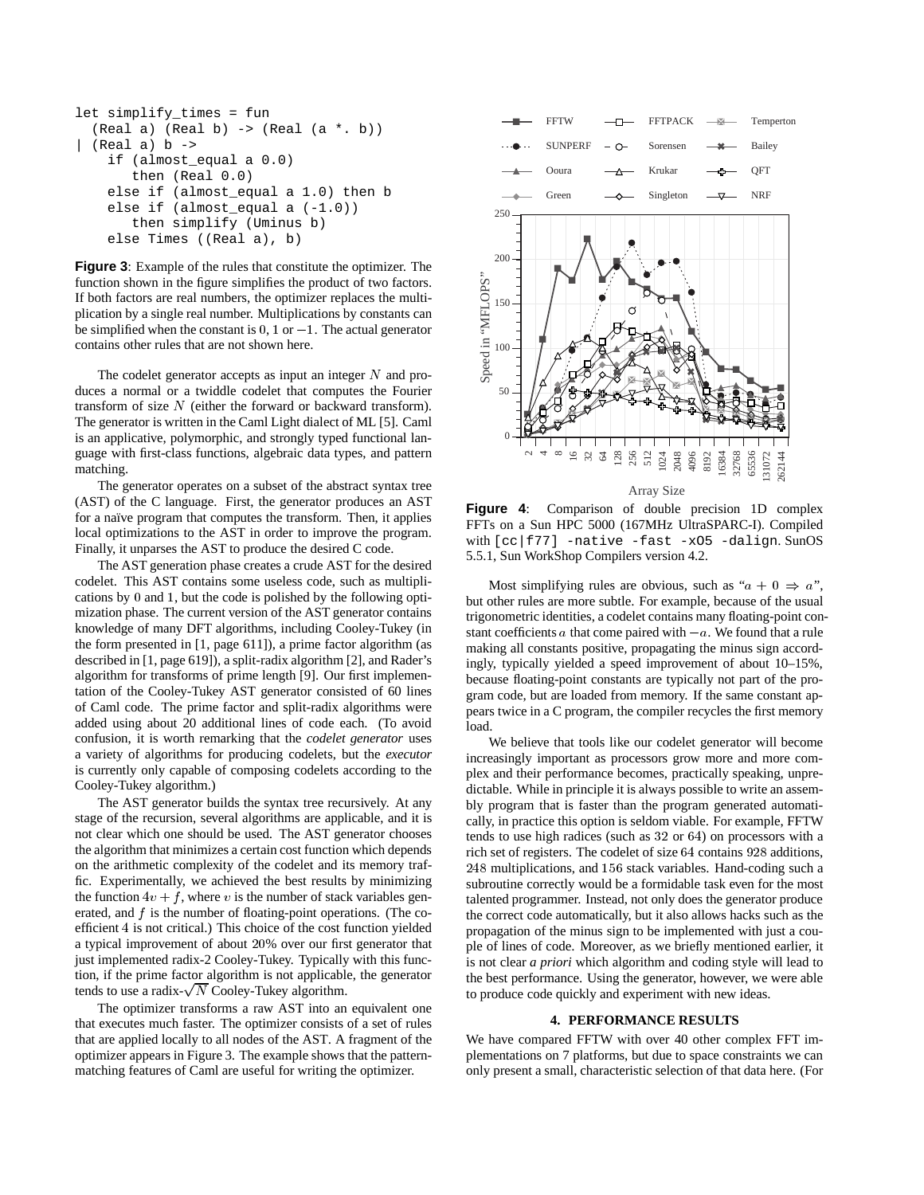```
let simplify_times = fun
  (Real a) (Real b) -> (Real (a *. b))
| (Real a) b ->
    if (almost_equal a 0.0)
       then (Real 0.0)
    else if (almost_equal a 1.0) then b
    else if (almost_equal a (-1.0))
       then simplify (Uminus b)
    else Times ((Real a), b)
```

**Figure 3**: Example of the rules that constitute the optimizer. The function shown in the figure simplifies the product of two factors. If both factors are real numbers, the optimizer replaces the multiplication by a single real number. Multiplications by constants can be simplified when the constant is 0, 1 or $-1$. The actual generator contains other rules that are not shown here.

The codelet generator accepts as input an integer $N$ and produces a normal or a twiddle codelet that computes the Fourier transform of size $N$ (either the forward or backward transform). The generator is written in the Caml Light dialect of ML [5]. Caml is an applicative, polymorphic, and strongly typed functional language with first-class functions, algebraic data types, and pattern matching.

The generator operates on a subset of the abstract syntax tree (AST) of the C language. First, the generator produces an AST for a naïve program that computes the transform. Then, it applies local optimizations to the AST in order to improve the program. Finally, it unparses the AST to produce the desired C code.

The AST generation phase creates a crude AST for the desired codelet. This AST contains some useless code, such as multiplications by 0 and 1, but the code is polished by the following optimization phase. The current version of the AST generator contains knowledge of many DFT algorithms, including Cooley-Tukey (in the form presented in [1, page 611]), a prime factor algorithm (as described in [1, page 619]), a split-radix algorithm [2], and Rader's algorithm for transforms of prime length [9]. Our first implementation of the Cooley-Tukey AST generator consisted of 60 lines of Caml code. The prime factor and split-radix algorithms were added using about 20 additional lines of code each. (To avoid confusion, it is worth remarking that the *codelet generator* uses a variety of algorithms for producing codelets, but the *executor* is currently only capable of composing codelets according to the Cooley-Tukey algorithm.)

The AST generator builds the syntax tree recursively. At any stage of the recursion, several algorithms are applicable, and it is not clear which one should be used. The AST generator chooses the algorithm that minimizes a certain cost function which depends on the arithmetic complexity of the codelet and its memory traffic. Experimentally, we achieved the best results by minimizing the function $4v + f$, where $v$ is the number of stack variables generated, and $f$ is the number of floating-point operations. (The coefficient 4 is not critical.) This choice of the cost function yielded a typical improvement of about 20% over our first generator that just implemented radix-2 Cooley-Tukey. Typically with this function, if the prime factor algorithm is not applicable, the generator tends to use a radix-$\sqrt{N}$ Cooley-Tukey algorithm.

The optimizer transforms a raw AST into an equivalent one that executes much faster. The optimizer consists of a set of rules that are applied locally to all nodes of the AST. A fragment of the optimizer appears in Figure 3. The example shows that the pattern-matching features of Caml are useful for writing the optimizer.

**Figure 4**: Comparison of double precision 1D complex FFTs on a Sun HPC 5000 (167MHz UltraSPARC-I). Compiled with `[cc|f77] -native -fast -xO5 -dalign`. SunOS 5.5.1, Sun WorkShop Compilers version 4.2.

Most simplifying rules are obvious, such as "$a + 0 \Rightarrow a$", but other rules are more subtle. For example, because of the usual trigonometric identities, a codelet contains many floating-point constant coefficients $a$ that come paired with $-a$. We found that a rule making all constants positive, propagating the minus sign accordingly, typically yielded a speed improvement of about 10–15%, because floating-point constants are typically not part of the program code, but are loaded from memory. If the same constant appears twice in a C program, the compiler recycles the first memory load.

We believe that tools like our codelet generator will become increasingly important as processors grow more and more complex and their performance becomes, practically speaking, unpredictable. While in principle it is always possible to write an assembly program that is faster than the program generated automatically, in practice this option is seldom viable. For example, FFTW tends to use high radices (such as 32 or 64) on processors with a rich set of registers. The codelet of size 64 contains 928 additions, 248 multiplications, and 156 stack variables. Hand-coding such a subroutine correctly would be a formidable task even for the most talented programmer. Instead, not only does the generator produce the correct code automatically, but it also allows hacks such as the propagation of the minus sign to be implemented with just a couple of lines of code. Moreover, as we briefly mentioned earlier, it is not clear *a priori* which algorithm and coding style will lead to the best performance. Using the generator, however, we were able to produce code quickly and experiment with new ideas.

## 4. PERFORMANCE RESULTS

We have compared FFTW with over 40 other complex FFT implementations on 7 platforms, but due to space constraints we can only present a small, characteristic selection of that data here. (For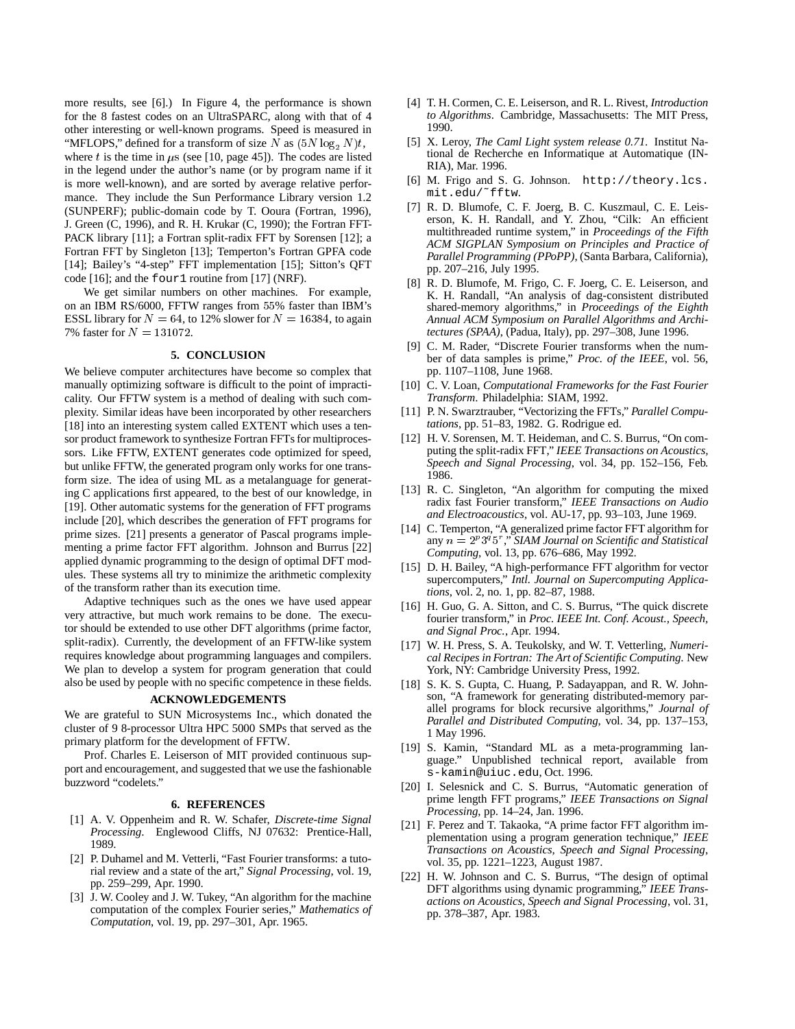more results, see [6].) In Figure 4, the performance is shown for the 8 fastest codes on an UltraSPARC, along with that of 4 other interesting or well-known programs. Speed is measured in "MFLOPS," defined for a transform of size $N$ as $(5N \log_2 N)t$, where $t$ is the time in $\mu$s (see [10, page 45]). The codes are listed in the legend under the author's name (or by program name if it is more well-known), and are sorted by average relative performance. They include the Sun Performance Library version 1.2 (SUNPERF); public-domain code by T. Ooura (Fortran, 1996), J. Green (C, 1996), and R. H. Krukar (C, 1990); the Fortran FFTPACK library [11]; a Fortran split-radix FFT by Sorensen [12]; a Fortran FFT by Singleton [13]; Temperton's Fortran GPFA code [14]; Bailey's "4-step" FFT implementation [15]; Sitton's QFT code [16]; and the `four1` routine from [17] (NRF).

We get similar numbers on other machines. For example, on an IBM RS/6000, FFTW ranges from 55% faster than IBM's ESSL library for $N = 64$, to 12% slower for $N = 16384$, to again 7% faster for $N = 131072$.

## 5. CONCLUSION

We believe computer architectures have become so complex that manually optimizing software is difficult to the point of impracticality. Our FFTW system is a method of dealing with such complexity. Similar ideas have been incorporated by other researchers [18] into an interesting system called EXTENT which uses a tensor product framework to synthesize Fortran FFTs for multiprocessors. Like FFTW, EXTENT generates code optimized for speed, but unlike FFTW, the generated program only works for one transform size. The idea of using ML as a metalanguage for generating C applications first appeared, to the best of our knowledge, in [19]. Other automatic systems for the generation of FFT programs include [20], which describes the generation of FFT programs for prime sizes. [21] presents a generator of Pascal programs implementing a prime factor FFT algorithm. Johnson and Burrus [22] applied dynamic programming to the design of optimal DFT modules. These systems all try to minimize the arithmetic complexity of the transform rather than its execution time.

Adaptive techniques such as the ones we have used appear very attractive, but much work remains to be done. The executor should be extended to use other DFT algorithms (prime factor, split-radix). Currently, the development of an FFTW-like system requires knowledge about programming languages and compilers. We plan to develop a system for program generation that could also be used by people with no specific competence in these fields.

## ACKNOWLEDGEMENTS

We are grateful to SUN Microsystems Inc., which donated the cluster of 9 8-processor Ultra HPC 5000 SMPs that served as the primary platform for the development of FFTW.

Prof. Charles E. Leiserson of MIT provided continuous support and encouragement, and suggested that we use the fashionable buzzword "codelets."

## 6. REFERENCES

[1] A. V. Oppenheim and R. W. Schafer, *Discrete-time Signal Processing*. Englewood Cliffs, NJ 07632: Prentice-Hall, 1989.

[2] P. Duhamel and M. Vetterli, "Fast Fourier transforms: a tutorial review and a state of the art," *Signal Processing*, vol. 19, pp. 259–299, Apr. 1990.

[3] J. W. Cooley and J. W. Tukey, "An algorithm for the machine computation of the complex Fourier series," *Mathematics of Computation*, vol. 19, pp. 297–301, Apr. 1965.

[4] T. H. Cormen, C. E. Leiserson, and R. L. Rivest, *Introduction to Algorithms*. Cambridge, Massachusetts: The MIT Press, 1990.

[5] X. Leroy, *The Caml Light system release 0.71*. Institut National de Recherche en Informatique at Automatique (INRIA), Mar. 1996.

[6] M. Frigo and S. G. Johnson. `http://theory.lcs.mit.edu/~fftw`.

[7] R. D. Blumofe, C. F. Joerg, B. C. Kuszmaul, C. E. Leiserson, K. H. Randall, and Y. Zhou, "Cilk: An efficient multithreaded runtime system," in *Proceedings of the Fifth ACM SIGPLAN Symposium on Principles and Practice of Parallel Programming (PPoPP)*, (Santa Barbara, California), pp. 207–216, July 1995.

[8] R. D. Blumofe, M. Frigo, C. F. Joerg, C. E. Leiserson, and K. H. Randall, "An analysis of dag-consistent distributed shared-memory algorithms," in *Proceedings of the Eighth Annual ACM Symposium on Parallel Algorithms and Architectures (SPAA)*, (Padua, Italy), pp. 297–308, June 1996.

[9] C. M. Rader, "Discrete Fourier transforms when the number of data samples is prime," *Proc. of the IEEE*, vol. 56, pp. 1107–1108, June 1968.

[10] C. V. Loan, *Computational Frameworks for the Fast Fourier Transform*. Philadelphia: SIAM, 1992.

[11] P. N. Swarztrauber, "Vectorizing the FFTs," *Parallel Computations*, pp. 51–83, 1982. G. Rodrigue ed.

[12] H. V. Sorensen, M. T. Heideman, and C. S. Burrus, "On computing the split-radix FFT," *IEEE Transactions on Acoustics, Speech and Signal Processing*, vol. 34, pp. 152–156, Feb. 1986.

[13] R. C. Singleton, "An algorithm for computing the mixed radix fast Fourier transform," *IEEE Transactions on Audio and Electroacoustics*, vol. AU-17, pp. 93–103, June 1969.

[14] C. Temperton, "A generalized prime factor FFT algorithm for any $n = 2^p 3^q 5^r$," *SIAM Journal on Scientific and Statistical Computing*, vol. 13, pp. 676–686, May 1992.

[15] D. H. Bailey, "A high-performance FFT algorithm for vector supercomputers," *Intl. Journal on Supercomputing Applications*, vol. 2, no. 1, pp. 82–87, 1988.

[16] H. Guo, G. A. Sitton, and C. S. Burrus, "The quick discrete fourier transform," in *Proc. IEEE Int. Conf. Acoust., Speech, and Signal Proc.*, Apr. 1994.

[17] W. H. Press, S. A. Teukolsky, and W. T. Vetterling, *Numerical Recipes in Fortran: The Art of Scientific Computing*. New York, NY: Cambridge University Press, 1992.

[18] S. K. S. Gupta, C. Huang, P. Sadayappan, and R. W. Johnson, "A framework for generating distributed-memory parallel programs for block recursive algorithms," *Journal of Parallel and Distributed Computing*, vol. 34, pp. 137–153, 1 May 1996.

[19] S. Kamin, "Standard ML as a meta-programming language." Unpublished technical report, available from `s-kamin@uiuc.edu`, Oct. 1996.

[20] I. Selesnick and C. S. Burrus, "Automatic generation of prime length FFT programs," *IEEE Transactions on Signal Processing*, pp. 14–24, Jan. 1996.

[21] F. Perez and T. Takaoka, "A prime factor FFT algorithm implementation using a program generation technique," *IEEE Transactions on Acoustics, Speech and Signal Processing*, vol. 35, pp. 1221–1223, August 1987.

[22] H. W. Johnson and C. S. Burrus, "The design of optimal DFT algorithms using dynamic programming," *IEEE Transactions on Acoustics, Speech and Signal Processing*, vol. 31, pp. 378–387, Apr. 1983.